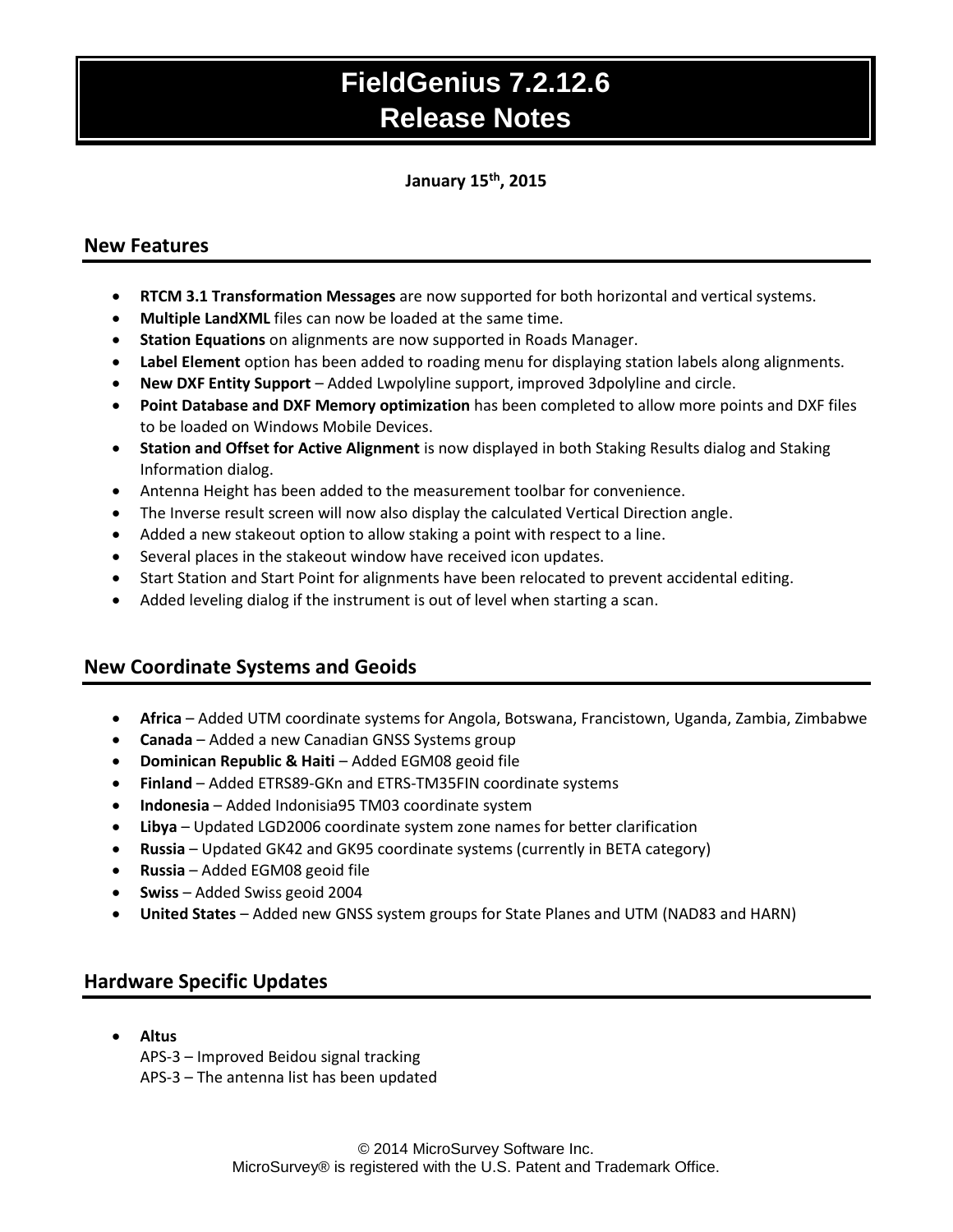# FieldGenius 7.2.12.6
# Release Notes

**January 15th, 2015**

## New Features

- **RTCM 3.1 Transformation Messages** are now supported for both horizontal and vertical systems.
- **Multiple LandXML** files can now be loaded at the same time.
- **Station Equations** on alignments are now supported in Roads Manager.
- **Label Element** option has been added to roading menu for displaying station labels along alignments.
- **New DXF Entity Support** – Added Lwpolyline support, improved 3dpolyline and circle.
- **Point Database and DXF Memory optimization** has been completed to allow more points and DXF files to be loaded on Windows Mobile Devices.
- **Station and Offset for Active Alignment** is now displayed in both Staking Results dialog and Staking Information dialog.
- Antenna Height has been added to the measurement toolbar for convenience.
- The Inverse result screen will now also display the calculated Vertical Direction angle.
- Added a new stakeout option to allow staking a point with respect to a line.
- Several places in the stakeout window have received icon updates.
- Start Station and Start Point for alignments have been relocated to prevent accidental editing.
- Added leveling dialog if the instrument is out of level when starting a scan.

## New Coordinate Systems and Geoids

- **Africa** – Added UTM coordinate systems for Angola, Botswana, Francistown, Uganda, Zambia, Zimbabwe
- **Canada** – Added a new Canadian GNSS Systems group
- **Dominican Republic & Haiti** – Added EGM08 geoid file
- **Finland** – Added ETRS89-GKn and ETRS-TM35FIN coordinate systems
- **Indonesia** – Added Indonisia95 TM03 coordinate system
- **Libya** – Updated LGD2006 coordinate system zone names for better clarification
- **Russia** – Updated GK42 and GK95 coordinate systems (currently in BETA category)
- **Russia** – Added EGM08 geoid file
- **Swiss** – Added Swiss geoid 2004
- **United States** – Added new GNSS system groups for State Planes and UTM (NAD83 and HARN)

## Hardware Specific Updates

- **Altus**
  APS-3 – Improved Beidou signal tracking
  APS-3 – The antenna list has been updated

© 2014 MicroSurvey Software Inc.
MicroSurvey® is registered with the U.S. Patent and Trademark Office.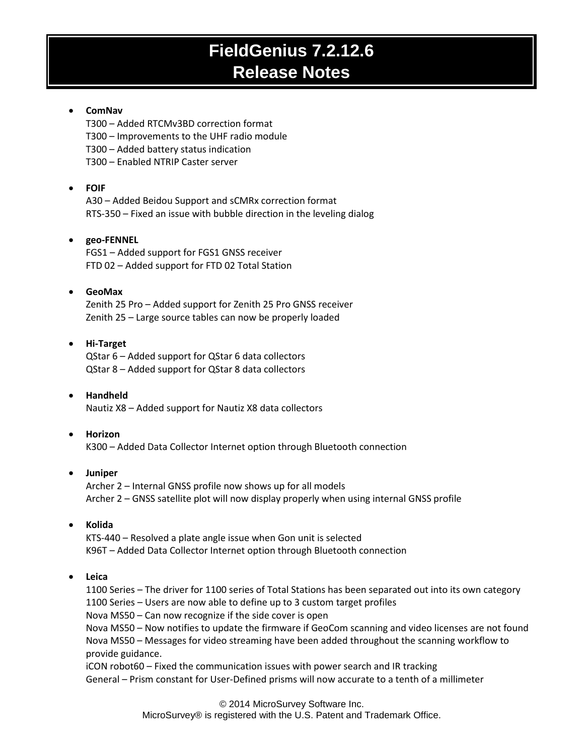# FieldGenius 7.2.12.6
# Release Notes

- **ComNav**
  T300 – Added RTCMv3BD correction format
  T300 – Improvements to the UHF radio module
  T300 – Added battery status indication
  T300 – Enabled NTRIP Caster server

- **FOIF**
  A30 – Added Beidou Support and sCMRx correction format
  RTS-350 – Fixed an issue with bubble direction in the leveling dialog

- **geo-FENNEL**
  FGS1 – Added support for FGS1 GNSS receiver
  FTD 02 – Added support for FTD 02 Total Station

- **GeoMax**
  Zenith 25 Pro – Added support for Zenith 25 Pro GNSS receiver
  Zenith 25 – Large source tables can now be properly loaded

- **Hi-Target**
  QStar 6 – Added support for QStar 6 data collectors
  QStar 8 – Added support for QStar 8 data collectors

- **Handheld**
  Nautiz X8 – Added support for Nautiz X8 data collectors

- **Horizon**
  K300 – Added Data Collector Internet option through Bluetooth connection

- **Juniper**
  Archer 2 – Internal GNSS profile now shows up for all models
  Archer 2 – GNSS satellite plot will now display properly when using internal GNSS profile

- **Kolida**
  KTS-440 – Resolved a plate angle issue when Gon unit is selected
  K96T – Added Data Collector Internet option through Bluetooth connection

- **Leica**
  1100 Series – The driver for 1100 series of Total Stations has been separated out into its own category
  1100 Series – Users are now able to define up to 3 custom target profiles
  Nova MS50 – Can now recognize if the side cover is open
  Nova MS50 – Now notifies to update the firmware if GeoCom scanning and video licenses are not found
  Nova MS50 – Messages for video streaming have been added throughout the scanning workflow to provide guidance.
  iCON robot60 – Fixed the communication issues with power search and IR tracking
  General – Prism constant for User-Defined prisms will now accurate to a tenth of a millimeter

© 2014 MicroSurvey Software Inc.
MicroSurvey® is registered with the U.S. Patent and Trademark Office.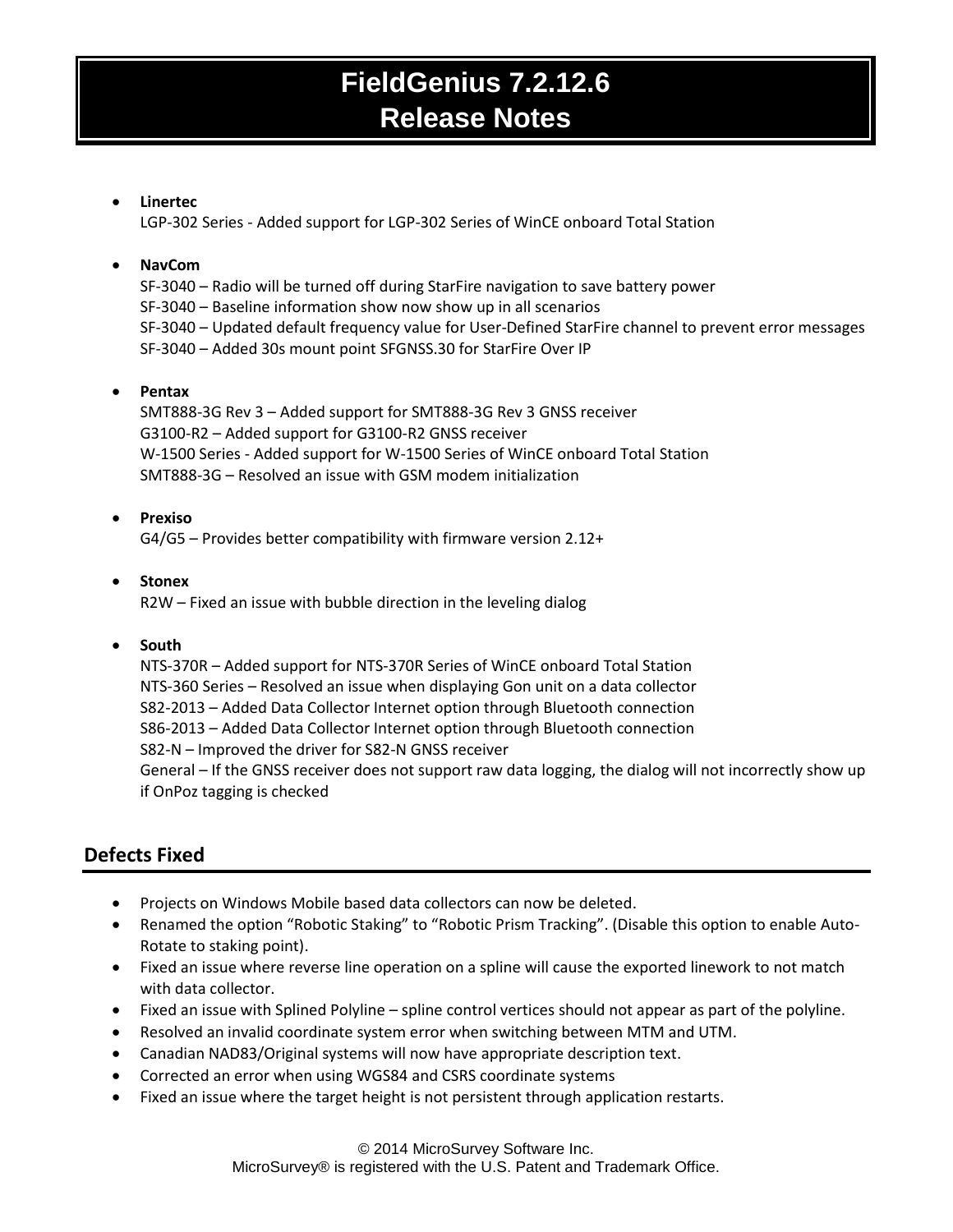# FieldGenius 7.2.12.6 Release Notes

- **Linertec**
  LGP-302 Series - Added support for LGP-302 Series of WinCE onboard Total Station

- **NavCom**
  SF-3040 – Radio will be turned off during StarFire navigation to save battery power
  SF-3040 – Baseline information show now show up in all scenarios
  SF-3040 – Updated default frequency value for User-Defined StarFire channel to prevent error messages
  SF-3040 – Added 30s mount point SFGNSS.30 for StarFire Over IP

- **Pentax**
  SMT888-3G Rev 3 – Added support for SMT888-3G Rev 3 GNSS receiver
  G3100-R2 – Added support for G3100-R2 GNSS receiver
  W-1500 Series - Added support for W-1500 Series of WinCE onboard Total Station
  SMT888-3G – Resolved an issue with GSM modem initialization

- **Prexiso**
  G4/G5 – Provides better compatibility with firmware version 2.12+

- **Stonex**
  R2W – Fixed an issue with bubble direction in the leveling dialog

- **South**
  NTS-370R – Added support for NTS-370R Series of WinCE onboard Total Station
  NTS-360 Series – Resolved an issue when displaying Gon unit on a data collector
  S82-2013 – Added Data Collector Internet option through Bluetooth connection
  S86-2013 – Added Data Collector Internet option through Bluetooth connection
  S82-N – Improved the driver for S82-N GNSS receiver
  General – If the GNSS receiver does not support raw data logging, the dialog will not incorrectly show up if OnPoz tagging is checked

## Defects Fixed

- Projects on Windows Mobile based data collectors can now be deleted.
- Renamed the option "Robotic Staking" to "Robotic Prism Tracking". (Disable this option to enable Auto-Rotate to staking point).
- Fixed an issue where reverse line operation on a spline will cause the exported linework to not match with data collector.
- Fixed an issue with Splined Polyline – spline control vertices should not appear as part of the polyline.
- Resolved an invalid coordinate system error when switching between MTM and UTM.
- Canadian NAD83/Original systems will now have appropriate description text.
- Corrected an error when using WGS84 and CSRS coordinate systems
- Fixed an issue where the target height is not persistent through application restarts.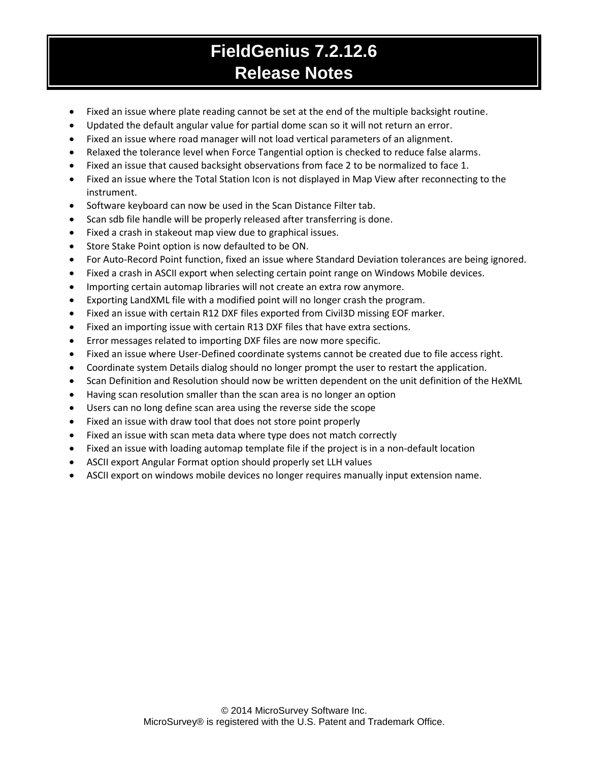# FieldGenius 7.2.12.6
# Release Notes

- Fixed an issue where plate reading cannot be set at the end of the multiple backsight routine.
- Updated the default angular value for partial dome scan so it will not return an error.
- Fixed an issue where road manager will not load vertical parameters of an alignment.
- Relaxed the tolerance level when Force Tangential option is checked to reduce false alarms.
- Fixed an issue that caused backsight observations from face 2 to be normalized to face 1.
- Fixed an issue where the Total Station Icon is not displayed in Map View after reconnecting to the instrument.
- Software keyboard can now be used in the Scan Distance Filter tab.
- Scan sdb file handle will be properly released after transferring is done.
- Fixed a crash in stakeout map view due to graphical issues.
- Store Stake Point option is now defaulted to be ON.
- For Auto-Record Point function, fixed an issue where Standard Deviation tolerances are being ignored.
- Fixed a crash in ASCII export when selecting certain point range on Windows Mobile devices.
- Importing certain automap libraries will not create an extra row anymore.
- Exporting LandXML file with a modified point will no longer crash the program.
- Fixed an issue with certain R12 DXF files exported from Civil3D missing EOF marker.
- Fixed an importing issue with certain R13 DXF files that have extra sections.
- Error messages related to importing DXF files are now more specific.
- Fixed an issue where User-Defined coordinate systems cannot be created due to file access right.
- Coordinate system Details dialog should no longer prompt the user to restart the application.
- Scan Definition and Resolution should now be written dependent on the unit definition of the HeXML
- Having scan resolution smaller than the scan area is no longer an option
- Users can no long define scan area using the reverse side the scope
- Fixed an issue with draw tool that does not store point properly
- Fixed an issue with scan meta data where type does not match correctly
- Fixed an issue with loading automap template file if the project is in a non-default location
- ASCII export Angular Format option should properly set LLH values
- ASCII export on windows mobile devices no longer requires manually input extension name.

© 2014 MicroSurvey Software Inc.
MicroSurvey® is registered with the U.S. Patent and Trademark Office.